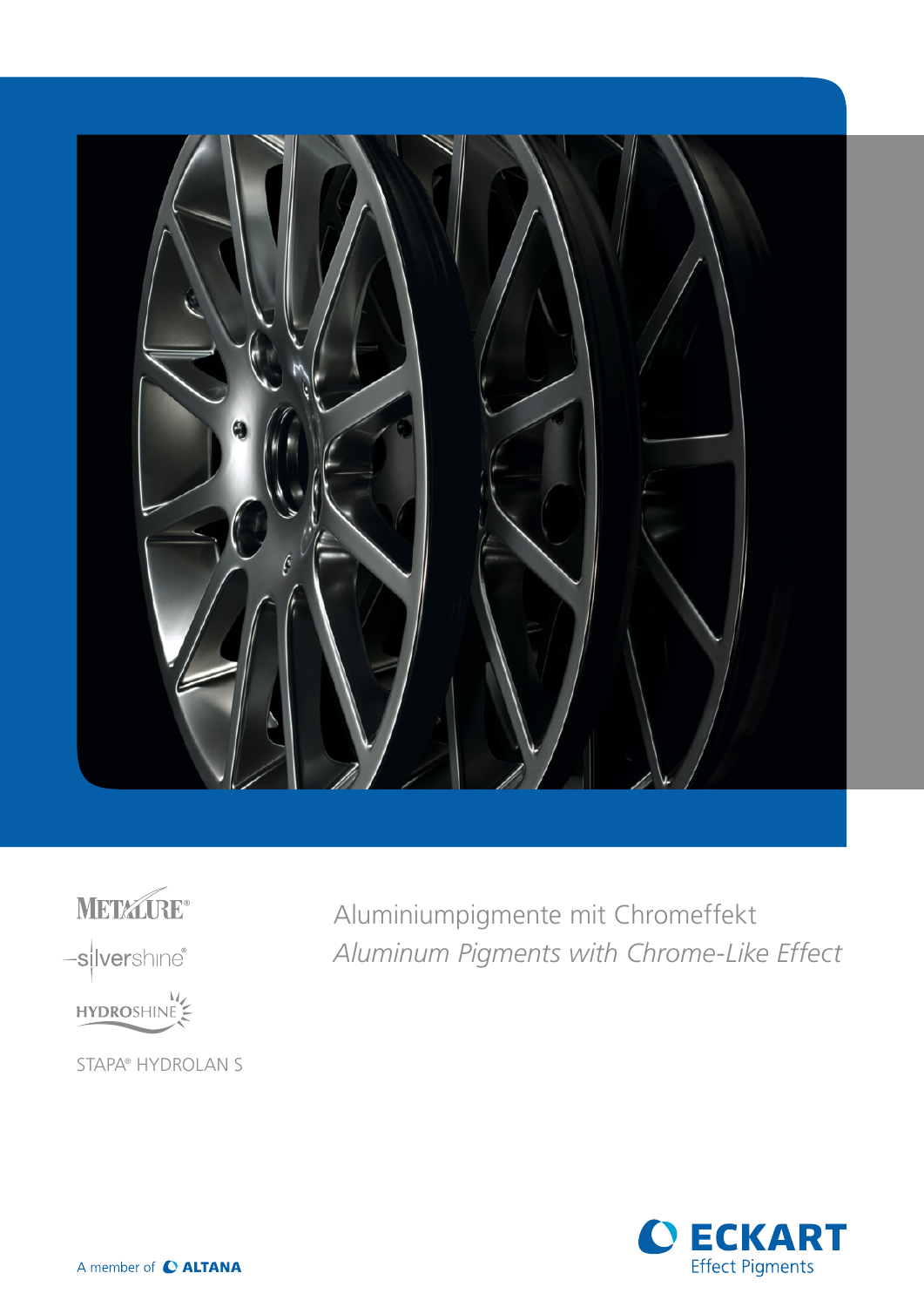METALURE®

silvershine®

HYDROSHINE

STAPA® HYDROLAN S

# Aluminiumpigmente mit Chromeffekt

# *Aluminum Pigments with Chrome-Like Effect*

ECKART
Effect Pigments

A member of ALTANA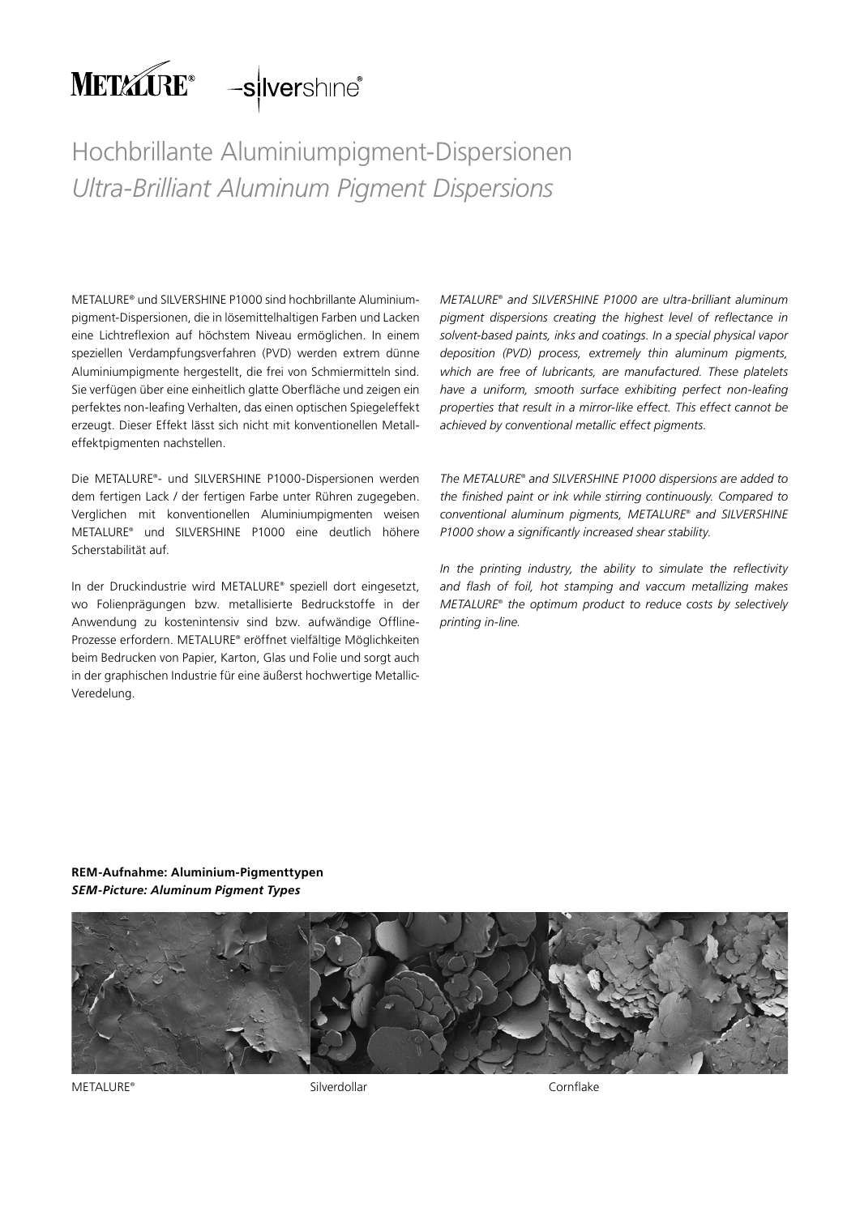METALURE® –silvershine®

# Hochbrillante Aluminiumpigment-Dispersionen

# *Ultra-Brilliant Aluminum Pigment Dispersions*

METALURE® und SILVERSHINE P1000 sind hochbrillante Aluminiumpigment-Dispersionen, die in lösemittelhaltigen Farben und Lacken eine Lichtreflexion auf höchstem Niveau ermöglichen. In einem speziellen Verdampfungsverfahren (PVD) werden extrem dünne Aluminiumpigmente hergestellt, die frei von Schmiermitteln sind. Sie verfügen über eine einheitlich glatte Oberfläche und zeigen ein perfektes non-leafing Verhalten, das einen optischen Spiegeleffekt erzeugt. Dieser Effekt lässt sich nicht mit konventionellen Metalleffektpigmenten nachstellen.

Die METALURE®- und SILVERSHINE P1000-Dispersionen werden dem fertigen Lack / der fertigen Farbe unter Rühren zugegeben. Verglichen mit konventionellen Aluminiumpigmenten weisen METALURE® und SILVERSHINE P1000 eine deutlich höhere Scherstabilität auf.

In der Druckindustrie wird METALURE® speziell dort eingesetzt, wo Folienprägungen bzw. metallisierte Bedruckstoffe in der Anwendung zu kostenintensiv sind bzw. aufwändige Offline-Prozesse erfordern. METALURE® eröffnet vielfältige Möglichkeiten beim Bedrucken von Papier, Karton, Glas und Folie und sorgt auch in der graphischen Industrie für eine äußerst hochwertige Metallic-Veredelung.

*METALURE® and SILVERSHINE P1000 are ultra-brilliant aluminum pigment dispersions creating the highest level of reflectance in solvent-based paints, inks and coatings. In a special physical vapor deposition (PVD) process, extremely thin aluminum pigments, which are free of lubricants, are manufactured. These platelets have a uniform, smooth surface exhibiting perfect non-leafing properties that result in a mirror-like effect. This effect cannot be achieved by conventional metallic effect pigments.*

*The METALURE® and SILVERSHINE P1000 dispersions are added to the finished paint or ink while stirring continuously. Compared to conventional aluminum pigments, METALURE® and SILVERSHINE P1000 show a significantly increased shear stability.*

*In the printing industry, the ability to simulate the reflectivity and flash of foil, hot stamping and vaccum metallizing makes METALURE® the optimum product to reduce costs by selectively printing in-line.*

**REM-Aufnahme: Aluminium-Pigmenttypen**
***SEM-Picture: Aluminum Pigment Types***

METALURE® | Silverdollar | Cornflake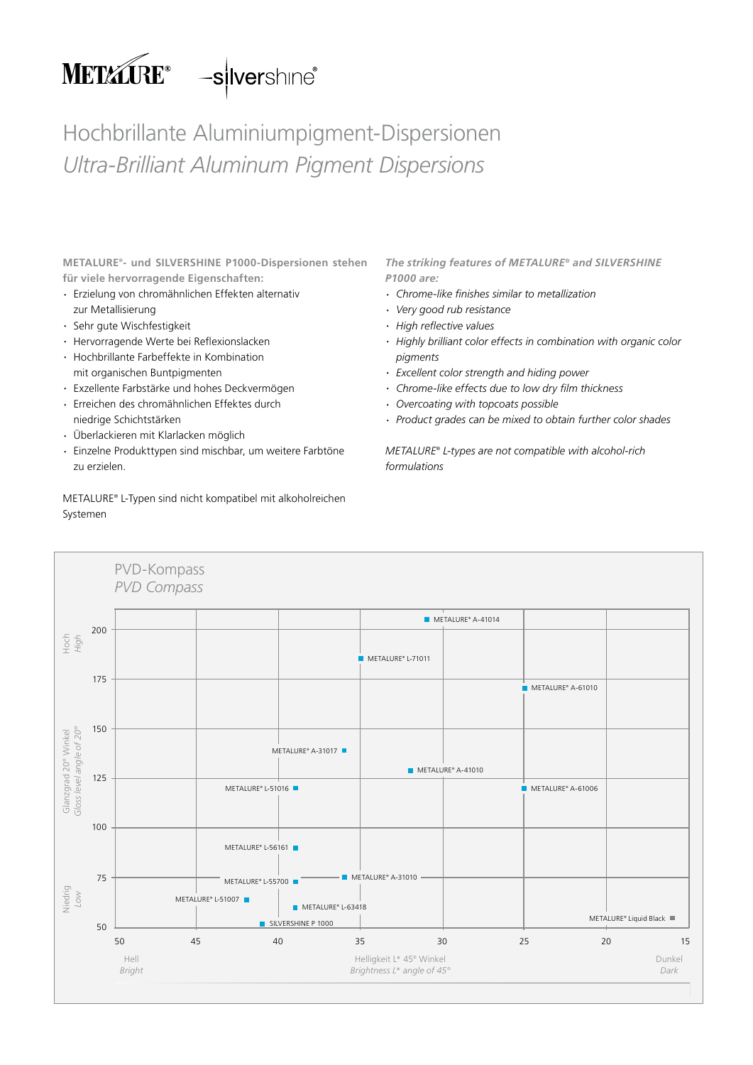# Hochbrillante Aluminiumpigment-Dispersionen

*Ultra-Brilliant Aluminum Pigment Dispersions*

**METALURE®- und SILVERSHINE P1000-Dispersionen stehen für viele hervorragende Eigenschaften:**

- Erzielung von chromähnlichen Effekten alternativ zur Metallisierung
- Sehr gute Wischfestigkeit
- Hervorragende Werte bei Reflexionslacken
- Hochbrillante Farbeffekte in Kombination mit organischen Buntpigmenten
- Exzellente Farbstärke und hohes Deckvermögen
- Erreichen des chromähnlichen Effektes durch niedrige Schichtstärken
- Überlackieren mit Klarlacken möglich
- Einzelne Produkttypen sind mischbar, um weitere Farbtöne zu erzielen.

METALURE® L-Typen sind nicht kompatibel mit alkoholreichen Systemen

***The striking features of METALURE® and SILVERSHINE P1000 are:***

- *Chrome-like finishes similar to metallization*
- *Very good rub resistance*
- *High reflective values*
- *Highly brilliant color effects in combination with organic color pigments*
- *Excellent color strength and hiding power*
- *Chrome-like effects due to low dry film thickness*
- *Overcoating with topcoats possible*
- *Product grades can be mixed to obtain further color shades*

*METALURE® L-types are not compatible with alcohol-rich formulations*

## PVD-Kompass
*PVD Compass*

| Produkt / Product | Helligkeit L* 45° Winkel / Brightness L* angle of 45° (approx.) | Glanzgrad 20° Winkel / Gloss level angle of 20° (approx.) |
|---|---|---|
| METALURE® A-41014 | ~30 | ~206 |
| METALURE® L-71011 | ~35 | ~186 |
| METALURE® A-61010 | ~25 | ~171 |
| METALURE® A-31017 | ~36 | ~139 |
| METALURE® A-41010 | ~32 | ~129 |
| METALURE® L-51016 | ~39 | ~120 |
| METALURE® A-61006 | ~25 | ~120 |
| METALURE® L-56161 | ~39 | ~90 |
| METALURE® A-31010 | ~36 | ~75 |
| METALURE® L-55700 | ~39 | ~73 |
| METALURE® L-51007 | ~42 | ~64 |
| METALURE® L-63418 | ~39 | ~60 |
| SILVERSHINE P 1000 | ~41 | ~52 |
| METALURE® Liquid Black | ~16 | ~54 |

Hell / *Bright* — Dunkel / *Dark*; Hoch / *High* — Niedrig / *Low*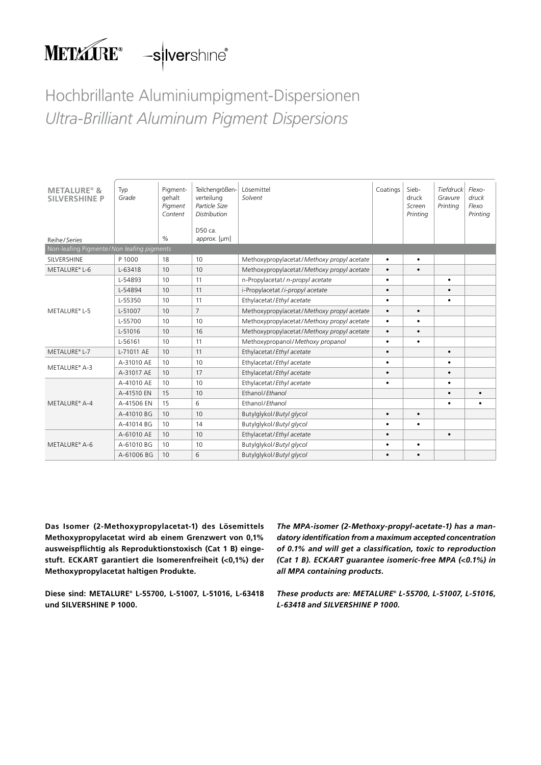METALURE® –silvershine®

# Hochbrillante Aluminiumpigment-Dispersionen
## *Ultra-Brilliant Aluminum Pigment Dispersions*

| **METALURE® & SILVERSHINE P** Reihe/*Series* | Typ *Grade* | Pigment-gehalt *Pigment Content* % | Teilchengrößen-verteilung *Particle Size Distribution* D50 ca. *approx.* [µm] | Lösemittel *Solvent* | Coatings | Sieb-druck *Screen Printing* | *Tiefdruck* *Gravure Printing* | *Flexo-druck* *Flexo Printing* |
|---|---|---|---|---|---|---|---|---|
| Non-leafing Pigmente/*Non leafing pigments* | | | | | | | | |
| SILVERSHINE | P 1000 | 18 | 10 | Methoxypropylacetat/*Methoxy propyl acetate* | • | • | | |
| METALURE® L-6 | L-63418 | 10 | 10 | Methoxypropylacetat/*Methoxy propyl acetate* | • | • | | |
| METALURE® L-5 | L-54893 | 10 | 11 | n-Propylacetat/*n-propyl acetate* | • | | • | |
| | L-54894 | 10 | 11 | i-Propylacetat/*i-propyl acetate* | • | | • | |
| | L-55350 | 10 | 11 | Ethylacetat/*Ethyl acetate* | • | | • | |
| | L-51007 | 10 | 7 | Methoxypropylacetat/*Methoxy propyl acetate* | • | • | | |
| | L-55700 | 10 | 10 | Methoxypropylacetat/*Methoxy propyl acetate* | • | • | | |
| | L-51016 | 10 | 16 | Methoxypropylacetat/*Methoxy propyl acetate* | • | • | | |
| | L-56161 | 10 | 11 | Methoxypropanol/*Methoxy propanol* | • | • | | |
| METALURE® L-7 | L-71011 AE | 10 | 11 | Ethylacetat/*Ethyl acetate* | • | | • | |
| METALURE® A-3 | A-31010 AE | 10 | 10 | Ethylacetat/*Ethyl acetate* | • | | • | |
| | A-31017 AE | 10 | 17 | Ethylacetat/*Ethyl acetate* | • | | • | |
| METALURE® A-4 | A-41010 AE | 10 | 10 | Ethylacetat/*Ethyl acetate* | • | | • | |
| | A-41510 EN | 15 | 10 | Ethanol/*Ethanol* | | | • | • |
| | A-41506 EN | 15 | 6 | Ethanol/*Ethanol* | | | • | • |
| | A-41010 BG | 10 | 10 | Butylglykol/*Butyl glycol* | • | • | | |
| | A-41014 BG | 10 | 14 | Butylglykol/*Butyl glycol* | • | • | | |
| METALURE® A-6 | A-61010 AE | 10 | 10 | Ethylacetat/*Ethyl acetate* | • | | • | |
| | A-61010 BG | 10 | 10 | Butylglykol/*Butyl glycol* | • | • | | |
| | A-61006 BG | 10 | 6 | Butylglykol/*Butyl glycol* | • | • | | |

**Das Isomer (2-Methoxypropylacetat-1) des Lösemittels Methoxypropylacetat wird ab einem Grenzwert von 0,1% ausweispflichtig als Reproduktionstoxisch (Cat 1 B) eingestuft. ECKART garantiert die Isomerenfreiheit (<0,1%) der Methoxypropylacetat haltigen Produkte.**

**Diese sind: METALURE® L-55700, L-51007, L-51016, L-63418 und SILVERSHINE P 1000.**

***The MPA-isomer (2-Methoxy-propyl-acetate-1) has a mandatory identification from a maximum accepted concentration of 0.1% and will get a classification, toxic to reproduction (Cat 1 B). ECKART guarantee isomeric-free MPA (<0.1%) in all MPA containing products.***

***These products are: METALURE® L-55700, L-51007, L-51016, L-63418 and SILVERSHINE P 1000.***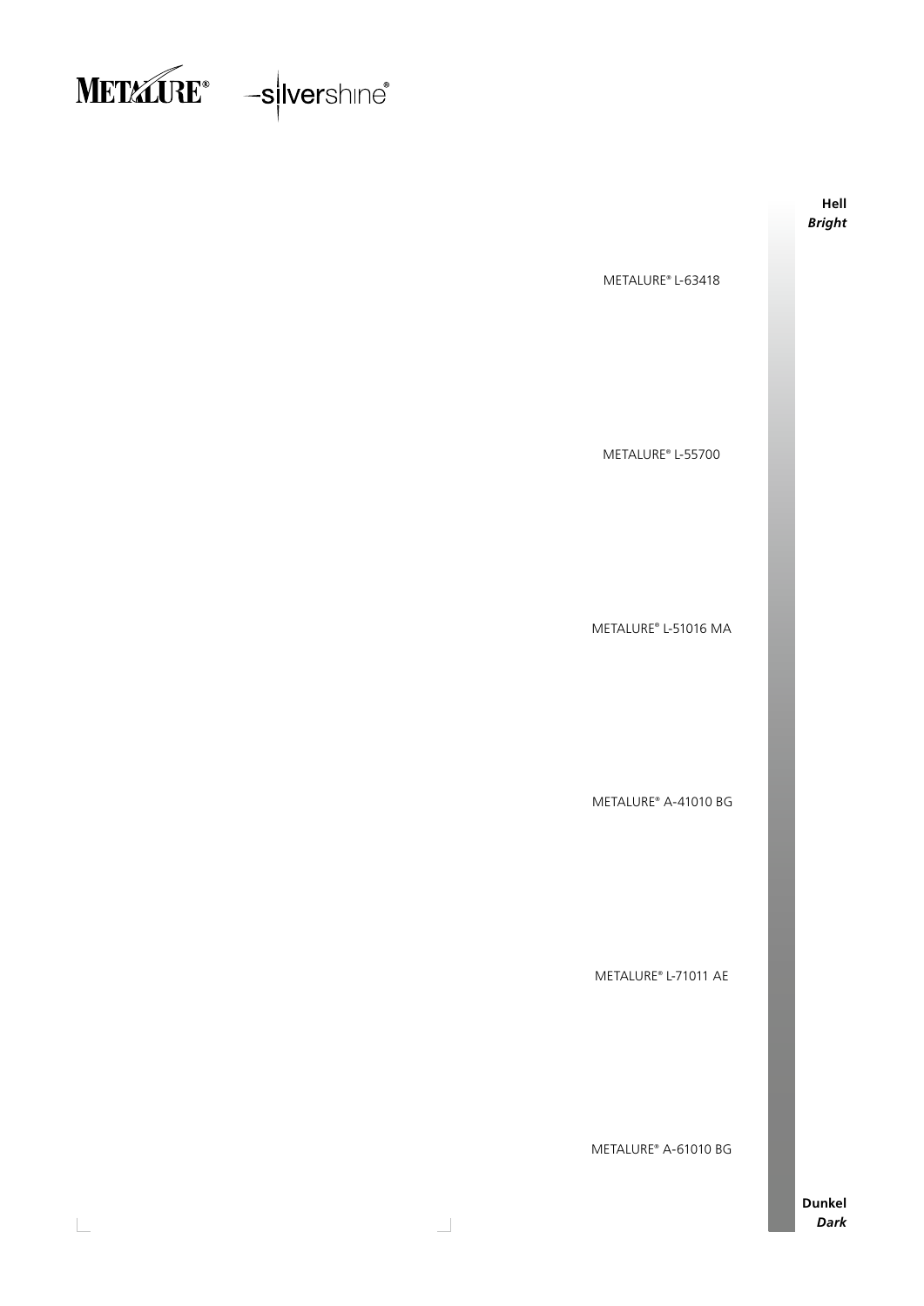**Hell**
***Bright***

METALURE® L-63418

METALURE® L-55700

METALURE® L-51016 MA

METALURE® A-41010 BG

METALURE® L-71011 AE

METALURE® A-61010 BG

**Dunkel**
***Dark***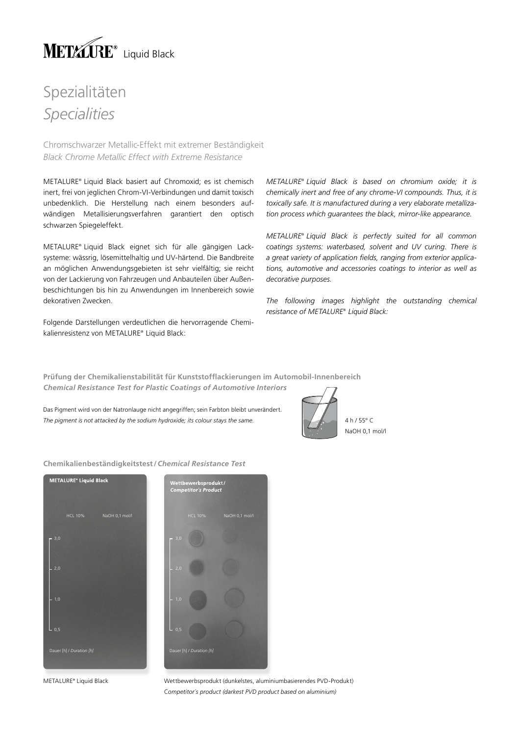# METALURE® Liquid Black

## Spezialitäten
## *Specialities*

Chromschwarzer Metallic-Effekt mit extremer Beständigkeit
*Black Chrome Metallic Effect with Extreme Resistance*

METALURE® Liquid Black basiert auf Chromoxid; es ist chemisch inert, frei von jeglichen Chrom-VI-Verbindungen und damit toxisch unbedenklich. Die Herstellung nach einem besonders aufwändigen Metallisierungsverfahren garantiert den optisch schwarzen Spiegeleffekt.

METALURE® Liquid Black eignet sich für alle gängigen Lacksysteme: wässrig, lösemittelhaltig und UV-härtend. Die Bandbreite an möglichen Anwendungsgebieten ist sehr vielfältig; sie reicht von der Lackierung von Fahrzeugen und Anbauteilen über Außenbeschichtungen bis hin zu Anwendungen im Innenbereich sowie dekorativen Zwecken.

Folgende Darstellungen verdeutlichen die hervorragende Chemikalienresistenz von METALURE® Liquid Black:

*METALURE® Liquid Black is based on chromium oxide; it is chemically inert and free of any chrome-VI compounds. Thus, it is toxically safe. It is manufactured during a very elaborate metallization process which guarantees the black, mirror-like appearance.*

*METALURE® Liquid Black is perfectly suited for all common coatings systems: waterbased, solvent and UV curing. There is a great variety of application fields, ranging from exterior applications, automotive and accessories coatings to interior as well as decorative purposes.*

*The following images highlight the outstanding chemical resistance of METALURE® Liquid Black:*

**Prüfung der Chemikalienstabilität für Kunststofflackierungen im Automobil-Innenbereich**
***Chemical Resistance Test for Plastic Coatings of Automotive Interiors***

Das Pigment wird von der Natronlauge nicht angegriffen; sein Farbton bleibt unverändert.
*The pigment is not attacked by the sodium hydroxide; its colour stays the same.*

4 h / 55° C
NaOH 0,1 mol/l

**Chemikalienbeständigkeitstest / *Chemical Resistance Test***

**METALURE® Liquid Black**

HCL 10% | NaOH 0,1 mol/l

3,0
2,0
1,0
0,5

Dauer [h] / *Duration [h]*

**Wettbewerbsprodukt / *Competitor's Product***

HCL 10% | NaOH 0,1 mol/l

3,0
2,0
1,0
0,5

Dauer [h] / *Duration [h]*

METALURE® Liquid Black

Wettbewerbsprodukt (dunkelstes, aluminiumbasierendes PVD-Produkt)
*Competitor's product (darkest PVD product based on aluminium)*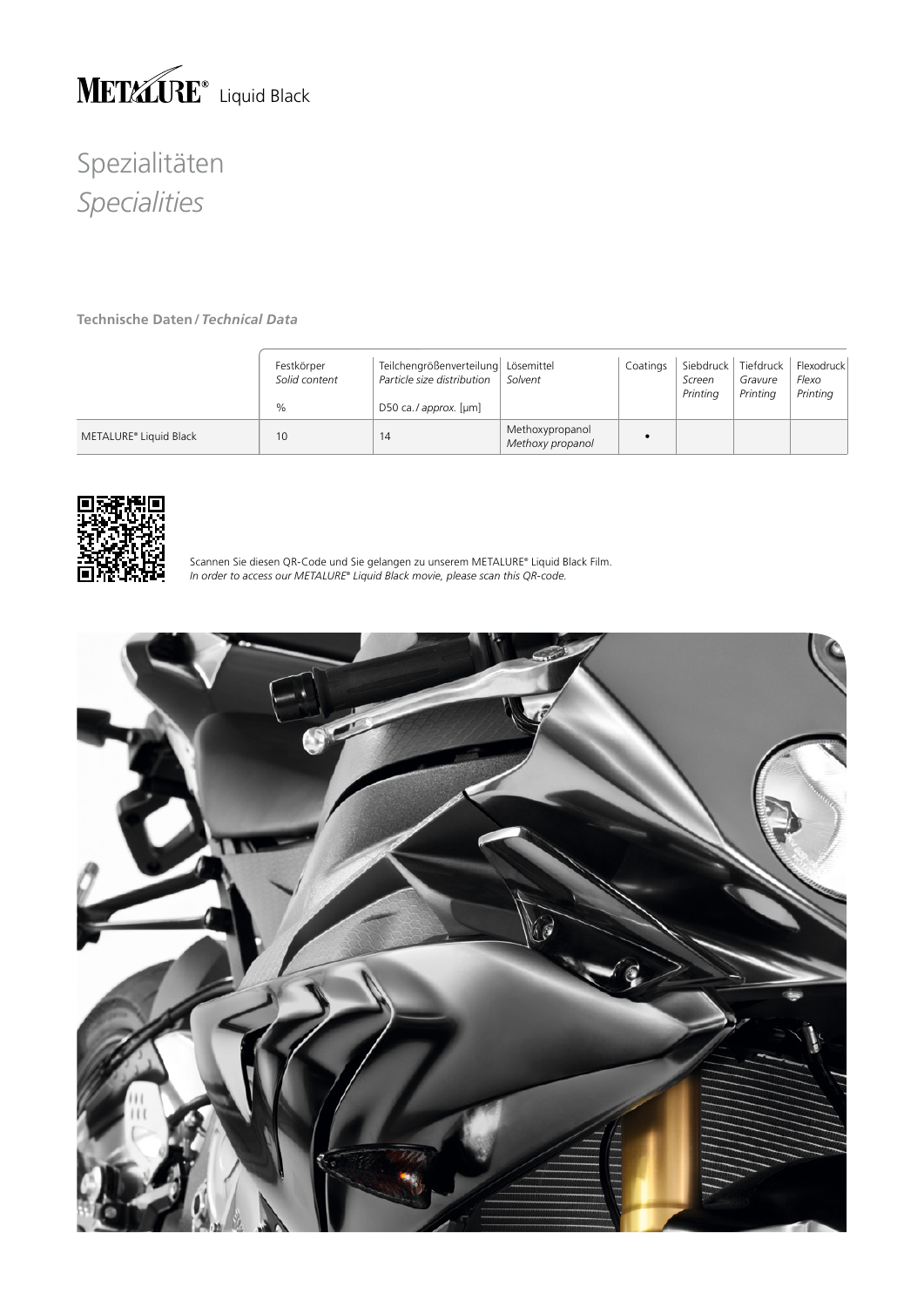# METALURE® Liquid Black

## Spezialitäten
## *Specialities*

**Technische Daten / *Technical Data***

| | Festkörper *Solid content* % | Teilchengrößenverteilung *Particle size distribution* D50 ca. / *approx.* [µm] | Lösemittel *Solvent* | Coatings | Siebdruck *Screen Printing* | Tiefdruck *Gravure Printing* | Flexodruck *Flexo Printing* |
|---|---|---|---|---|---|---|---|
| METALURE® Liquid Black | 10 | 14 | Methoxypropanol *Methoxy propanol* | • | | | |

Scannen Sie diesen QR-Code und Sie gelangen zu unserem METALURE® Liquid Black Film.
*In order to access our METALURE® Liquid Black movie, please scan this QR-code.*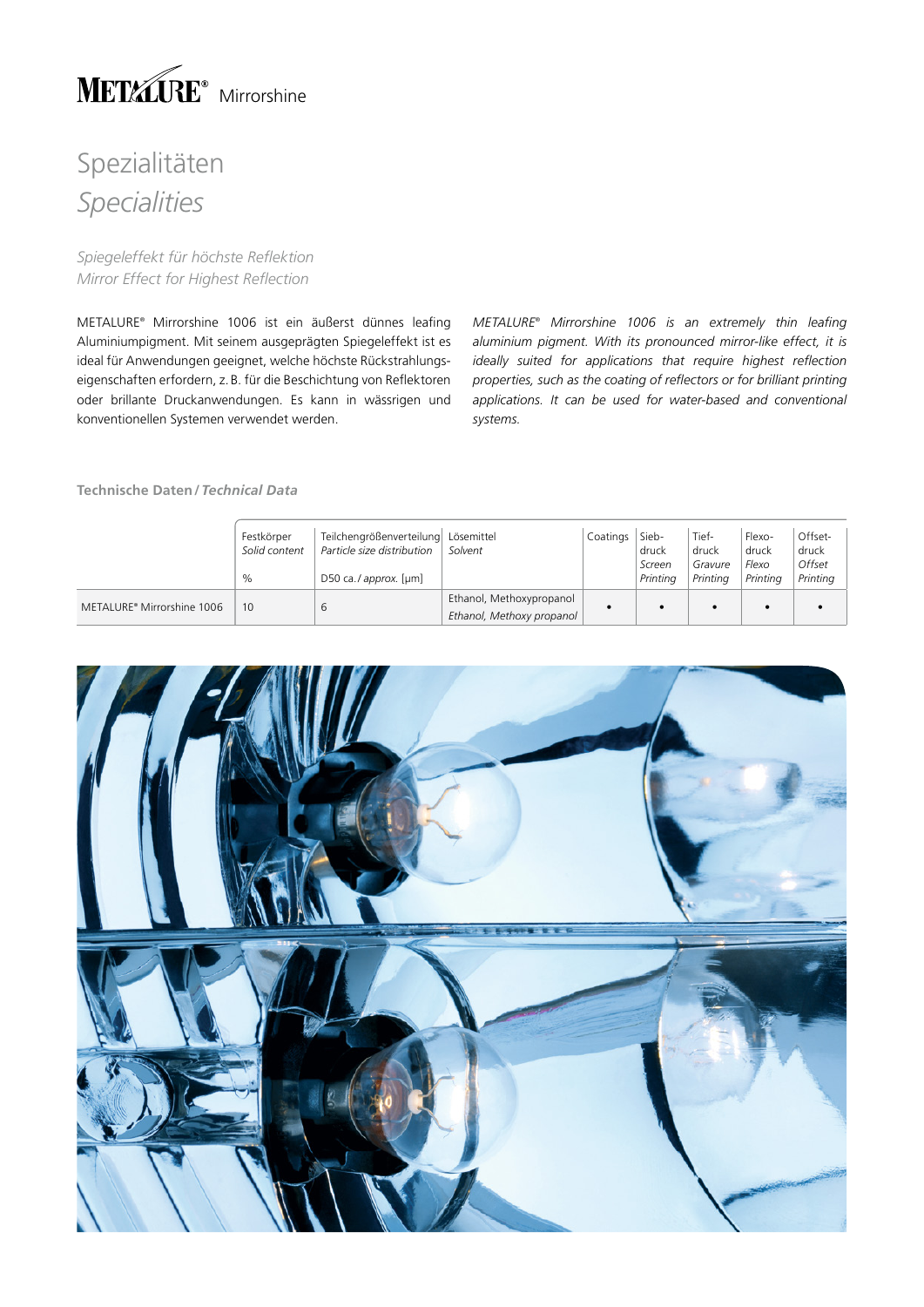# METALURE® Mirrorshine

## Spezialitäten
## *Specialities*

*Spiegeleffekt für höchste Reflektion*
*Mirror Effect for Highest Reflection*

METALURE® Mirrorshine 1006 ist ein äußerst dünnes leafing Aluminiumpigment. Mit seinem ausgeprägten Spiegeleffekt ist es ideal für Anwendungen geeignet, welche höchste Rückstrahlungs­eigenschaften erfordern, z. B. für die Beschichtung von Reflektoren oder brillante Druckanwendungen. Es kann in wässrigen und konventionellen Systemen verwendet werden.

*METALURE® Mirrorshine 1006 is an extremely thin leafing aluminium pigment. With its pronounced mirror-like effect, it is ideally suited for applications that require highest reflection properties, such as the coating of reflectors or for brilliant printing applications. It can be used for water-based and conventional systems.*

**Technische Daten / *Technical Data***

| | Festkörper *Solid content* % | Teilchengrößenverteilung *Particle size distribution* D50 ca. / *approx.* [µm] | Lösemittel *Solvent* | Coatings | Sieb­druck *Screen Printing* | Tief­druck *Gravure Printing* | Flexo­druck *Flexo Printing* | Offset­druck *Offset Printing* |
|---|---|---|---|---|---|---|---|---|
| METALURE® Mirrorshine 1006 | 10 | 6 | Ethanol, Methoxypropanol *Ethanol, Methoxy propanol* | • | • | • | • | • |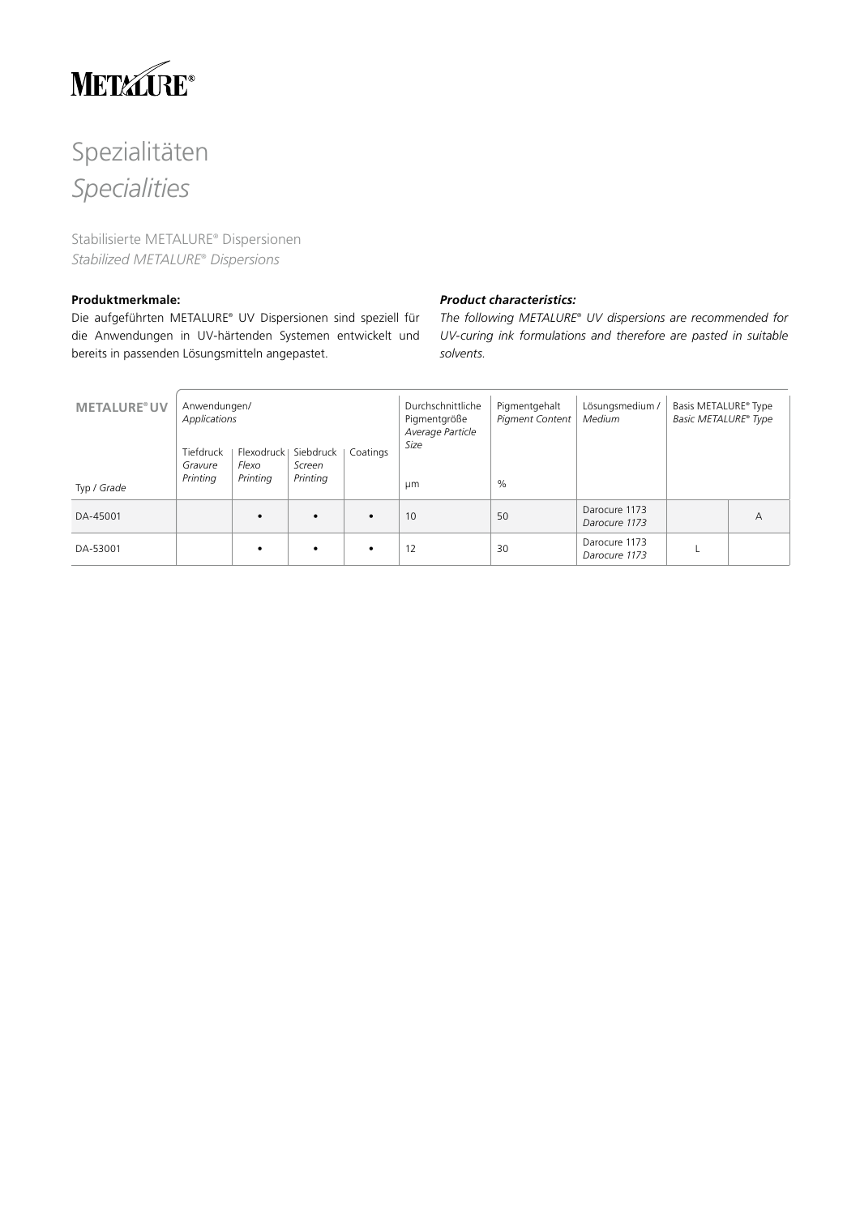METALURE®

# Spezialitäten
# *Specialities*

Stabilisierte METALURE® Dispersionen
*Stabilized METALURE® Dispersions*

**Produktmerkmale:**
Die aufgeführten METALURE® UV Dispersionen sind speziell für die Anwendungen in UV-härtenden Systemen entwickelt und bereits in passenden Lösungsmitteln angepastet.

***Product characteristics:***
*The following METALURE® UV dispersions are recommended for UV-curing ink formulations and therefore are pasted in suitable solvents.*

| **METALURE® UV** | Anwendungen/ *Applications* | | | | Durchschnittliche Pigmentgröße *Average Particle Size* | Pigmentgehalt *Pigment Content* | Lösungsmedium / *Medium* | Basis METALURE® Type *Basic METALURE® Type* | |
|---|---|---|---|---|---|---|---|---|---|
| Typ / *Grade* | Tiefdruck *Gravure Printing* | Flexodruck *Flexo Printing* | Siebdruck *Screen Printing* | Coatings | µm | % | | | |
| DA-45001 | | • | • | • | 10 | 50 | Darocure 1173 *Darocure 1173* | | A |
| DA-53001 | | • | • | • | 12 | 30 | Darocure 1173 *Darocure 1173* | L | |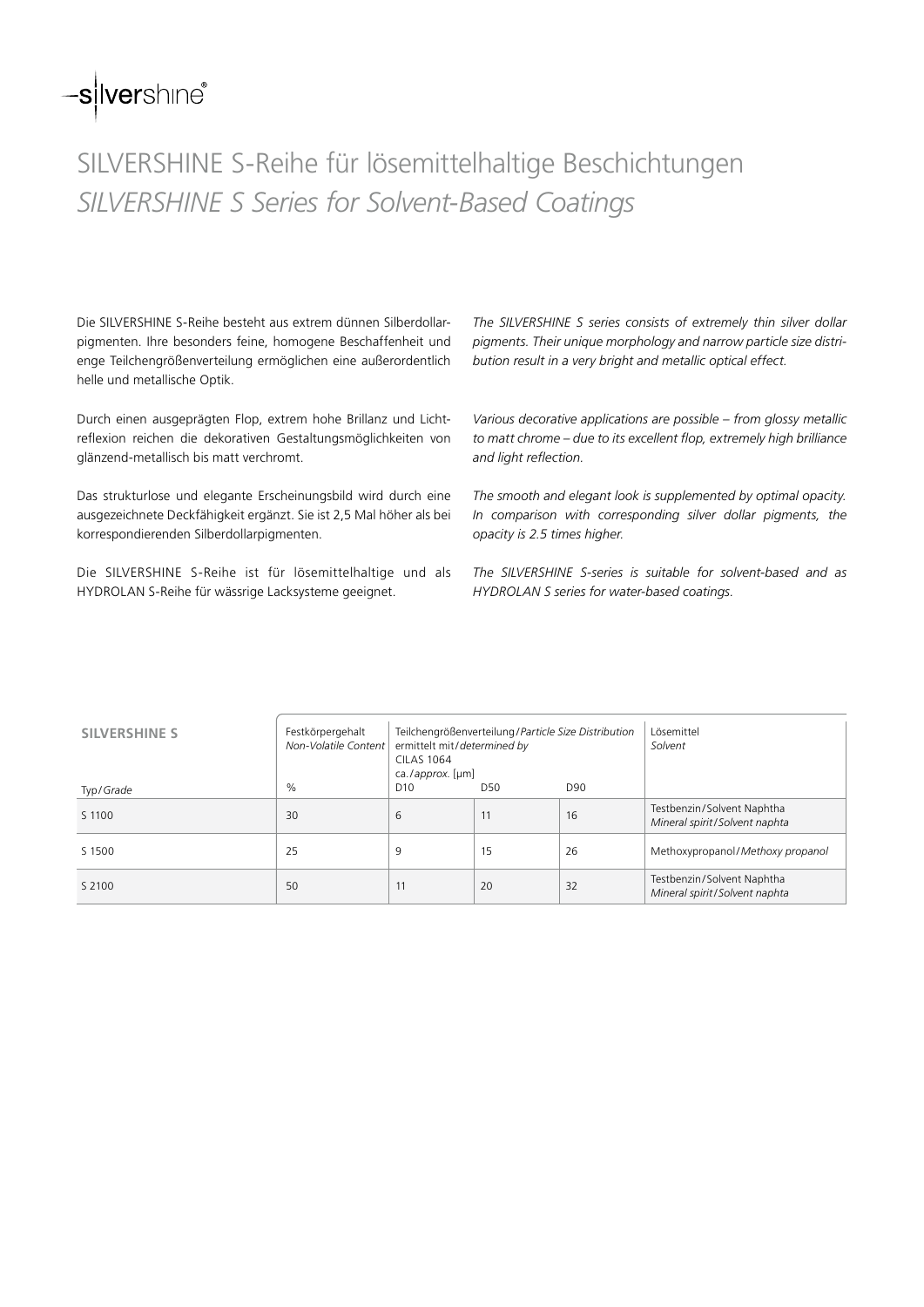# SILVERSHINE S-Reihe für lösemittelhaltige Beschichtungen
## *SILVERSHINE S Series for Solvent-Based Coatings*

Die SILVERSHINE S-Reihe besteht aus extrem dünnen Silberdollarpigmenten. Ihre besonders feine, homogene Beschaffenheit und enge Teilchengrößenverteilung ermöglichen eine außerordentlich helle und metallische Optik.

Durch einen ausgeprägten Flop, extrem hohe Brillanz und Lichtreflexion reichen die dekorativen Gestaltungsmöglichkeiten von glänzend-metallisch bis matt verchromt.

Das strukturlose und elegante Erscheinungsbild wird durch eine ausgezeichnete Deckfähigkeit ergänzt. Sie ist 2,5 Mal höher als bei korrespondierenden Silberdollarpigmenten.

Die SILVERSHINE S-Reihe ist für lösemittelhaltige und als HYDROLAN S-Reihe für wässrige Lacksysteme geeignet.

*The SILVERSHINE S series consists of extremely thin silver dollar pigments. Their unique morphology and narrow particle size distribution result in a very bright and metallic optical effect.*

*Various decorative applications are possible – from glossy metallic to matt chrome – due to its excellent flop, extremely high brilliance and light reflection.*

*The smooth and elegant look is supplemented by optimal opacity. In comparison with corresponding silver dollar pigments, the opacity is 2.5 times higher.*

*The SILVERSHINE S-series is suitable for solvent-based and as HYDROLAN S series for water-based coatings.*

| **SILVERSHINE S** | Festkörpergehalt *Non-Volatile Content* | Teilchengrößenverteilung/*Particle Size Distribution* ermittelt mit/*determined by* CILAS 1064 ca./*approx.* [µm] | | | Lösemittel *Solvent* |
|---|---|---|---|---|---|
| Typ/*Grade* | % | D10 | D50 | D90 | |
| S 1100 | 30 | 6 | 11 | 16 | Testbenzin/Solvent Naphtha *Mineral spirit/Solvent naphta* |
| S 1500 | 25 | 9 | 15 | 26 | Methoxypropanol/*Methoxy propanol* |
| S 2100 | 50 | 11 | 20 | 32 | Testbenzin/Solvent Naphtha *Mineral spirit/Solvent naphta* |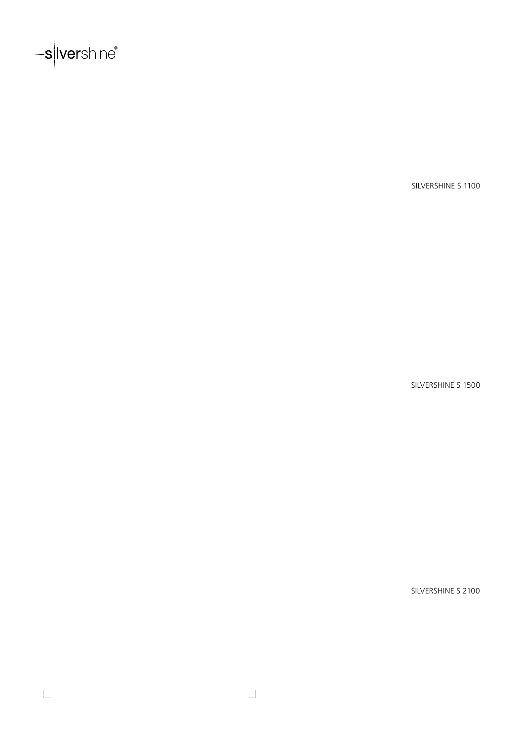SILVERSHINE S 1100

SILVERSHINE S 1500

SILVERSHINE S 2100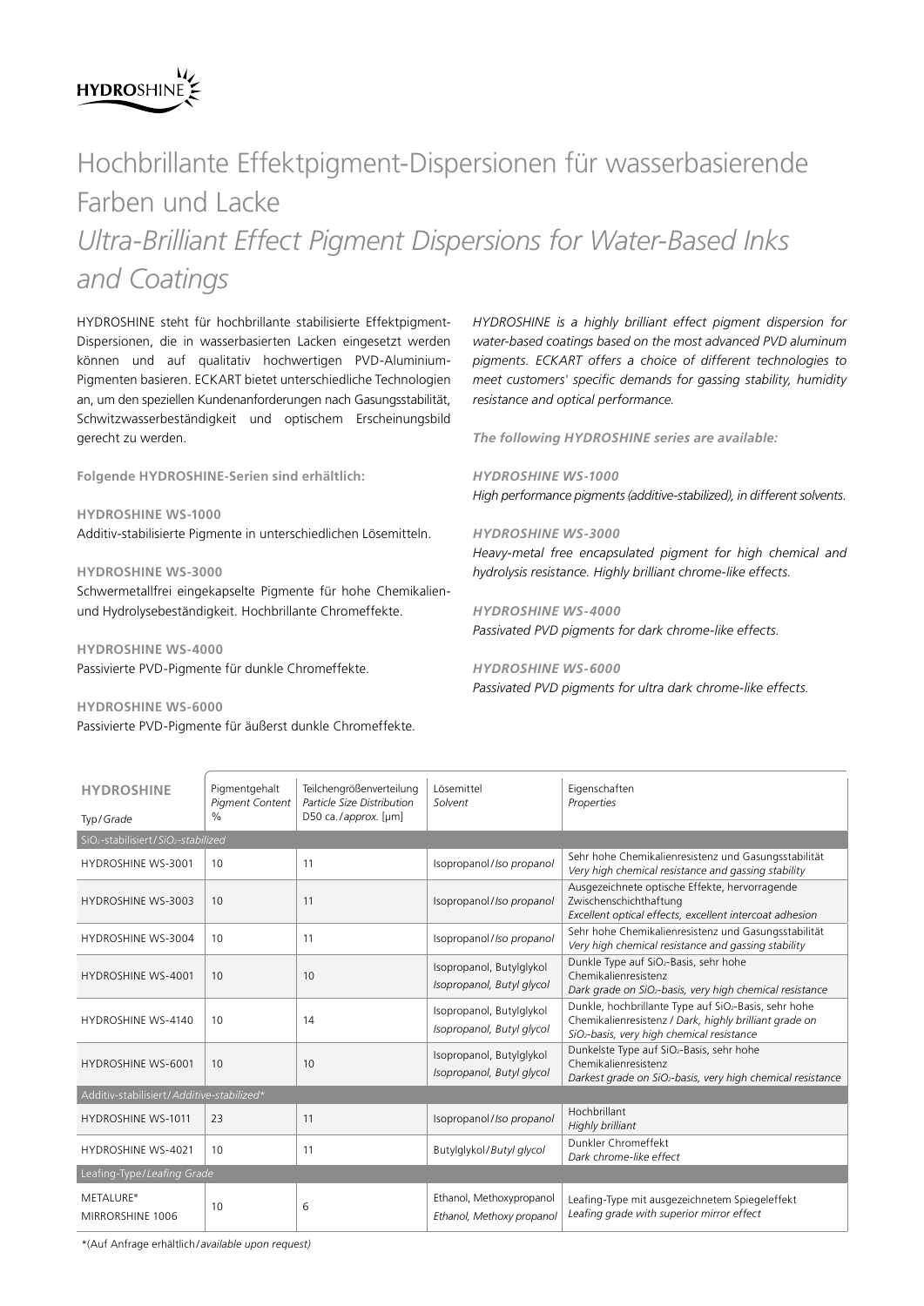HYDROSHINE

# Hochbrillante Effektpigment-Dispersionen für wasserbasierende Farben und Lacke

# *Ultra-Brilliant Effect Pigment Dispersions for Water-Based Inks and Coatings*

HYDROSHINE steht für hochbrillante stabilisierte Effektpigment-Dispersionen, die in wasserbasierten Lacken eingesetzt werden können und auf qualitativ hochwertigen PVD-Aluminium-Pigmenten basieren. ECKART bietet unterschiedliche Technologien an, um den speziellen Kundenanforderungen nach Gasungsstabilität, Schwitzwasserbeständigkeit und optischem Erscheinungsbild gerecht zu werden.

**Folgende HYDROSHINE-Serien sind erhältlich:**

**HYDROSHINE WS-1000**
Additiv-stabilisierte Pigmente in unterschiedlichen Lösemitteln.

**HYDROSHINE WS-3000**
Schwermetallfrei eingekapselte Pigmente für hohe Chemikalien- und Hydrolysebeständigkeit. Hochbrillante Chromeffekte.

**HYDROSHINE WS-4000**
Passivierte PVD-Pigmente für dunkle Chromeffekte.

**HYDROSHINE WS-6000**
Passivierte PVD-Pigmente für äußerst dunkle Chromeffekte.

*HYDROSHINE is a highly brilliant effect pigment dispersion for water-based coatings based on the most advanced PVD aluminum pigments. ECKART offers a choice of different technologies to meet customers' specific demands for gassing stability, humidity resistance and optical performance.*

***The following HYDROSHINE series are available:***

***HYDROSHINE WS-1000***
*High performance pigments (additive-stabilized), in different solvents.*

***HYDROSHINE WS-3000***
*Heavy-metal free encapsulated pigment for high chemical and hydrolysis resistance. Highly brilliant chrome-like effects.*

***HYDROSHINE WS-4000***
*Passivated PVD pigments for dark chrome-like effects.*

***HYDROSHINE WS-6000***
*Passivated PVD pigments for ultra dark chrome-like effects.*

| **HYDROSHINE** Typ/*Grade* | Pigmentgehalt *Pigment Content* % | Teilchengrößenverteilung *Particle Size Distribution* D50 ca./*approx.* [µm] | Lösemittel *Solvent* | Eigenschaften *Properties* |
|---|---|---|---|---|
| $SiO_2$-stabilisiert/*$SiO_2$-stabilized* | | | | |
| HYDROSHINE WS-3001 | 10 | 11 | Isopropanol/*Iso propanol* | Sehr hohe Chemikalienresistenz und Gasungsstabilität *Very high chemical resistance and gassing stability* |
| HYDROSHINE WS-3003 | 10 | 11 | Isopropanol/*Iso propanol* | Ausgezeichnete optische Effekte, hervorragende Zwischenschichthaftung *Excellent optical effects, excellent intercoat adhesion* |
| HYDROSHINE WS-3004 | 10 | 11 | Isopropanol/*Iso propanol* | Sehr hohe Chemikalienresistenz und Gasungsstabilität *Very high chemical resistance and gassing stability* |
| HYDROSHINE WS-4001 | 10 | 10 | Isopropanol, Butylglykol *Isopropanol, Butyl glycol* | Dunkle Type auf $SiO_2$-Basis, sehr hohe Chemikalienresistenz *Dark grade on $SiO_2$-basis, very high chemical resistance* |
| HYDROSHINE WS-4140 | 10 | 14 | Isopropanol, Butylglykol *Isopropanol, Butyl glycol* | Dunkle, hochbrillante Type auf $SiO_2$-Basis, sehr hohe Chemikalienresistenz / *Dark, highly brilliant grade on $SiO_2$-basis, very high chemical resistance* |
| HYDROSHINE WS-6001 | 10 | 10 | Isopropanol, Butylglykol *Isopropanol, Butyl glycol* | Dunkelste Type auf $SiO_2$-Basis, sehr hohe Chemikalienresistenz *Darkest grade on $SiO_2$-basis, very high chemical resistance* |
| Additiv-stabilisiert/*Additive-stabilized\** | | | | |
| HYDROSHINE WS-1011 | 23 | 11 | Isopropanol/*Iso propanol* | Hochbrillant *Highly brilliant* |
| HYDROSHINE WS-4021 | 10 | 11 | Butylglykol/*Butyl glycol* | Dunkler Chromeffekt *Dark chrome-like effect* |
| Leafing-Type/*Leafing Grade* | | | | |
| METALURE® MIRRORSHINE 1006 | 10 | 6 | Ethanol, Methoxypropanol *Ethanol, Methoxy propanol* | Leafing-Type mit ausgezeichnetem Spiegeleffekt *Leafing grade with superior mirror effect* |

\*(Auf Anfrage erhältlich/*available upon request*)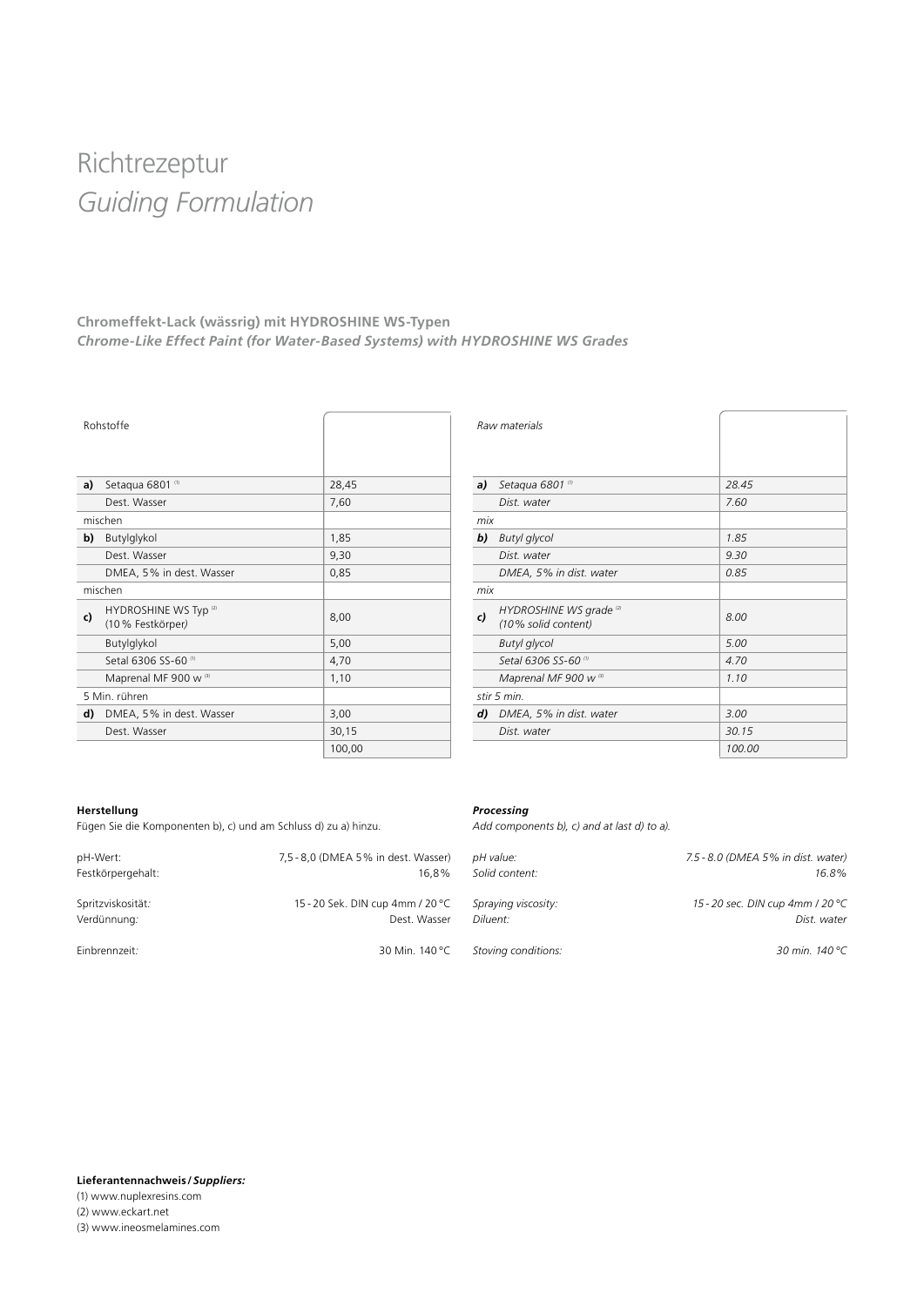# Richtrezeptur

## *Guiding Formulation*

**Chromeffekt-Lack (wässrig) mit HYDROSHINE WS-Typen**

***Chrome-Like Effect Paint (for Water-Based Systems) with HYDROSHINE WS Grades***

| | Rohstoffe | |
|---|---|---|
| **a)** | Setaqua 6801 [1] | 28,45 |
| | Dest. Wasser | 7,60 |
| mischen | | |
| **b)** | Butylglykol | 1,85 |
| | Dest. Wasser | 9,30 |
| | DMEA, 5% in dest. Wasser | 0,85 |
| mischen | | |
| **c)** | HYDROSHINE WS Typ [2] (10% Festkörper) | 8,00 |
| | Butylglykol | 5,00 |
| | Setal 6306 SS-60 [1] | 4,70 |
| | Maprenal MF 900 w [3] | 1,10 |
| 5 Min. rühren | | |
| **d)** | DMEA, 5% in dest. Wasser | 3,00 |
| | Dest. Wasser | 30,15 |
| | | 100,00 |

| | *Raw materials* | |
|---|---|---|
| ***a)*** | *Setaqua 6801 [1]* | *28.45* |
| | *Dist. water* | *7.60* |
| *mix* | | |
| ***b)*** | *Butyl glycol* | *1.85* |
| | *Dist. water* | *9.30* |
| | *DMEA, 5% in dist. water* | *0.85* |
| *mix* | | |
| ***c)*** | *HYDROSHINE WS grade [2] (10% solid content)* | *8.00* |
| | *Butyl glycol* | *5.00* |
| | *Setal 6306 SS-60 [1]* | *4.70* |
| | *Maprenal MF 900 w [3]* | *1.10* |
| *stir 5 min.* | | |
| ***d)*** | *DMEA, 5% in dist. water* | *3.00* |
| | *Dist. water* | *30.15* |
| | | *100.00* |

**Herstellung**

Fügen Sie die Komponenten b), c) und am Schluss d) zu a) hinzu.

| | |
|---|---|
| pH-Wert: | 7,5 - 8,0 (DMEA 5% in dest. Wasser) |
| Festkörpergehalt: | 16,8% |
| Spritzviskosität: | 15 - 20 Sek. DIN cup 4mm / 20 °C |
| Verdünnung: | Dest. Wasser |
| Einbrennzeit: | 30 Min. 140 °C |

***Processing***

*Add components b), c) and at last d) to a).*

| | |
|---|---|
| *pH value:* | *7.5 - 8.0 (DMEA 5% in dist. water)* |
| *Solid content:* | *16.8%* |
| *Spraying viscosity:* | *15 - 20 sec. DIN cup 4mm / 20 °C* |
| *Diluent:* | *Dist. water* |
| *Stoving conditions:* | *30 min. 140 °C* |

**Lieferantennachweis / *Suppliers:***

(1) www.nuplexresins.com
(2) www.eckart.net
(3) www.ineosmelamines.com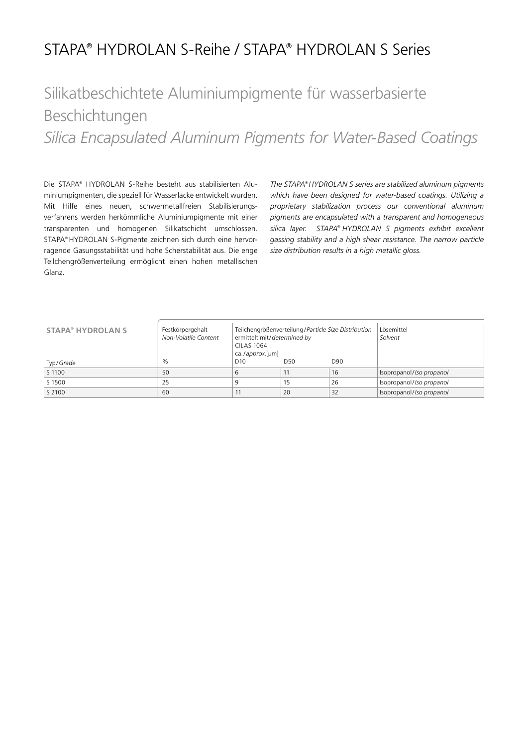# STAPA® HYDROLAN S-Reihe / STAPA® HYDROLAN S Series

## Silikatbeschichtete Aluminiumpigmente für wasserbasierte Beschichtungen

## *Silica Encapsulated Aluminum Pigments for Water-Based Coatings*

Die STAPA® HYDROLAN S-Reihe besteht aus stabilisierten Aluminiumpigmenten, die speziell für Wasserlacke entwickelt wurden. Mit Hilfe eines neuen, schwermetallfreien Stabilisierungsverfahrens werden herkömmliche Aluminiumpigmente mit einer transparenten und homogenen Silikatschicht umschlossen. STAPA® HYDROLAN S-Pigmente zeichnen sich durch eine hervorragende Gasungsstabilität und hohe Scherstabilität aus. Die enge Teilchengrößenverteilung ermöglicht einen hohen metallischen Glanz.

*The STAPA® HYDROLAN S series are stabilized aluminum pigments which have been designed for water-based coatings. Utilizing a proprietary stabilization process our conventional aluminum pigments are encapsulated with a transparent and homogeneous silica layer. STAPA® HYDROLAN S pigments exhibit excellent gassing stability and a high shear resistance. The narrow particle size distribution results in a high metallic gloss.*

| **STAPA® HYDROLAN S** | Festkörpergehalt *Non-Volatile Content* | Teilchengrößenverteilung / *Particle Size Distribution* ermittelt mit / *determined by* CILAS 1064 ca. / *approx.* [µm] | | | Lösemittel *Solvent* |
|---|---|---|---|---|---|
| Typ / *Grade* | % | D10 | D50 | D90 | |
| S 1100 | 50 | 6 | 11 | 16 | Isopropanol / *Iso propanol* |
| S 1500 | 25 | 9 | 15 | 26 | Isopropanol / *Iso propanol* |
| S 2100 | 60 | 11 | 20 | 32 | Isopropanol / *Iso propanol* |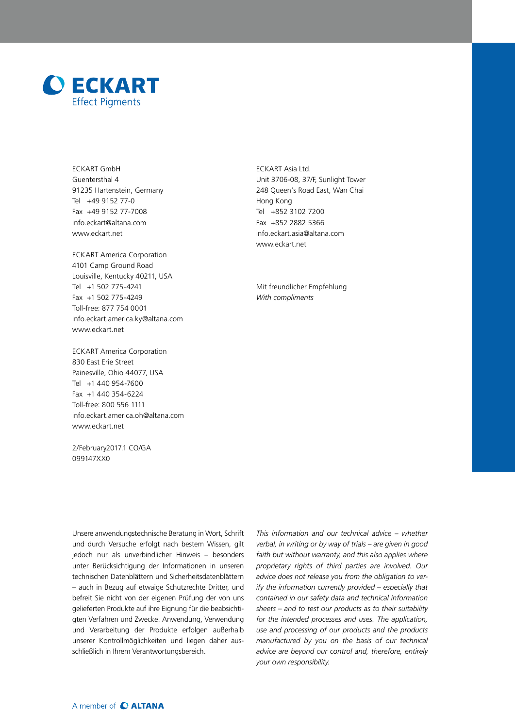**ECKART**
Effect Pigments

ECKART GmbH
Guentersthal 4
91235 Hartenstein, Germany
Tel +49 9152 77-0
Fax +49 9152 77-7008
info.eckart@altana.com
www.eckart.net

ECKART America Corporation
4101 Camp Ground Road
Louisville, Kentucky 40211, USA
Tel +1 502 775-4241
Fax +1 502 775-4249
Toll-free: 877 754 0001
info.eckart.america.ky@altana.com
www.eckart.net

ECKART America Corporation
830 East Erie Street
Painesville, Ohio 44077, USA
Tel +1 440 954-7600
Fax +1 440 354-6224
Toll-free: 800 556 1111
info.eckart.america.oh@altana.com
www.eckart.net

2/February2017.1 CO/GA
099147XX0

ECKART Asia Ltd.
Unit 3706-08, 37/F, Sunlight Tower
248 Queen's Road East, Wan Chai
Hong Kong
Tel +852 3102 7200
Fax +852 2882 5366
info.eckart.asia@altana.com
www.eckart.net

Mit freundlicher Empfehlung
*With compliments*

Unsere anwendungstechnische Beratung in Wort, Schrift und durch Versuche erfolgt nach bestem Wissen, gilt jedoch nur als unverbindlicher Hinweis – besonders unter Berücksichtigung der Informationen in unseren technischen Datenblättern und Sicherheitsdatenblättern – auch in Bezug auf etwaige Schutzrechte Dritter, und befreit Sie nicht von der eigenen Prüfung der von uns gelieferten Produkte auf ihre Eignung für die beabsichtigten Verfahren und Zwecke. Anwendung, Verwendung und Verarbeitung der Produkte erfolgen außerhalb unserer Kontrollmöglichkeiten und liegen daher ausschließlich in Ihrem Verantwortungsbereich.

*This information and our technical advice – whether verbal, in writing or by way of trials – are given in good faith but without warranty, and this also applies where proprietary rights of third parties are involved. Our advice does not release you from the obligation to verify the information currently provided – especially that contained in our safety data and technical information sheets – and to test our products as to their suitability for the intended processes and uses. The application, use and processing of our products and the products manufactured by you on the basis of our technical advice are beyond our control and, therefore, entirely your own responsibility.*

A member of **ALTANA**